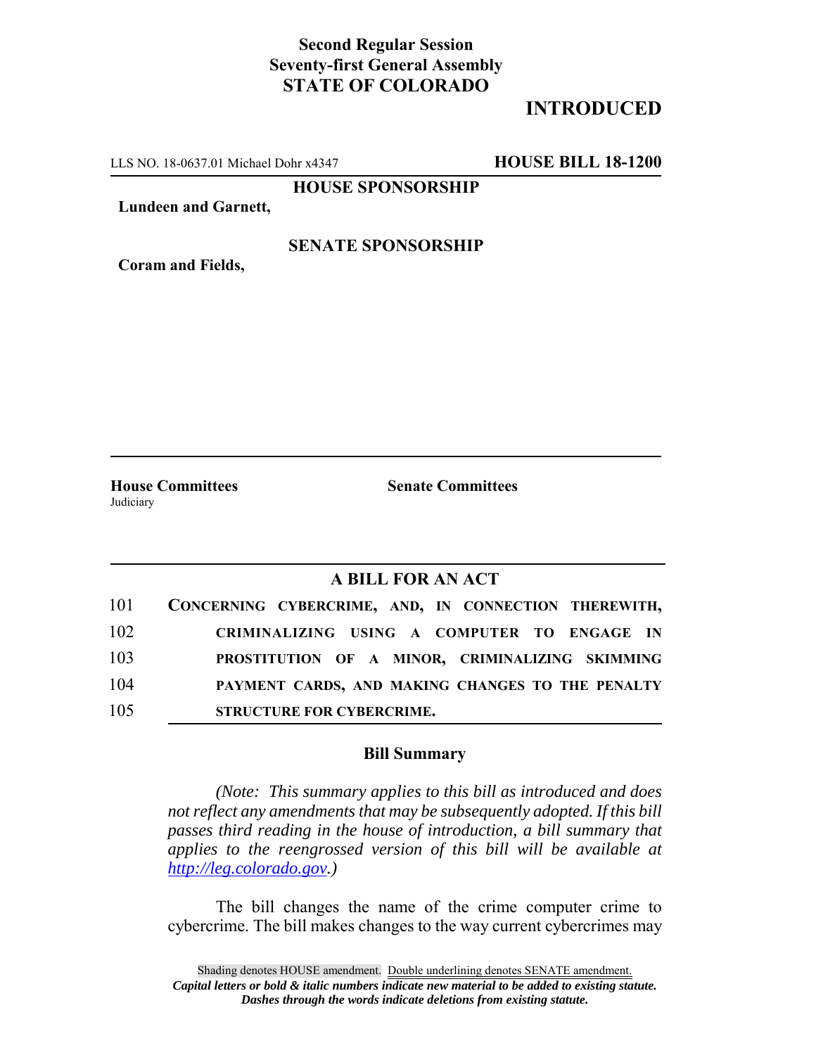**Second Regular Session**
**Seventy-first General Assembly**
**STATE OF COLORADO**

# INTRODUCED

LLS NO. 18-0637.01 Michael Dohr x4347 **HOUSE BILL 18-1200**

**HOUSE SPONSORSHIP**

**Lundeen and Garnett,**

**SENATE SPONSORSHIP**

**Coram and Fields,**

**House Committees**
Judiciary

**Senate Committees**

## A BILL FOR AN ACT

101 **CONCERNING CYBERCRIME, AND, IN CONNECTION THEREWITH,**
102 **CRIMINALIZING USING A COMPUTER TO ENGAGE IN**
103 **PROSTITUTION OF A MINOR, CRIMINALIZING SKIMMING**
104 **PAYMENT CARDS, AND MAKING CHANGES TO THE PENALTY**
105 **STRUCTURE FOR CYBERCRIME.**

### Bill Summary

*(Note: This summary applies to this bill as introduced and does not reflect any amendments that may be subsequently adopted. If this bill passes third reading in the house of introduction, a bill summary that applies to the reengrossed version of this bill will be available at http://leg.colorado.gov.)*

The bill changes the name of the crime computer crime to cybercrime. The bill makes changes to the way current cybercrimes may

Shading denotes HOUSE amendment. Double underlining denotes SENATE amendment.
*Capital letters or bold & italic numbers indicate new material to be added to existing statute.*
*Dashes through the words indicate deletions from existing statute.*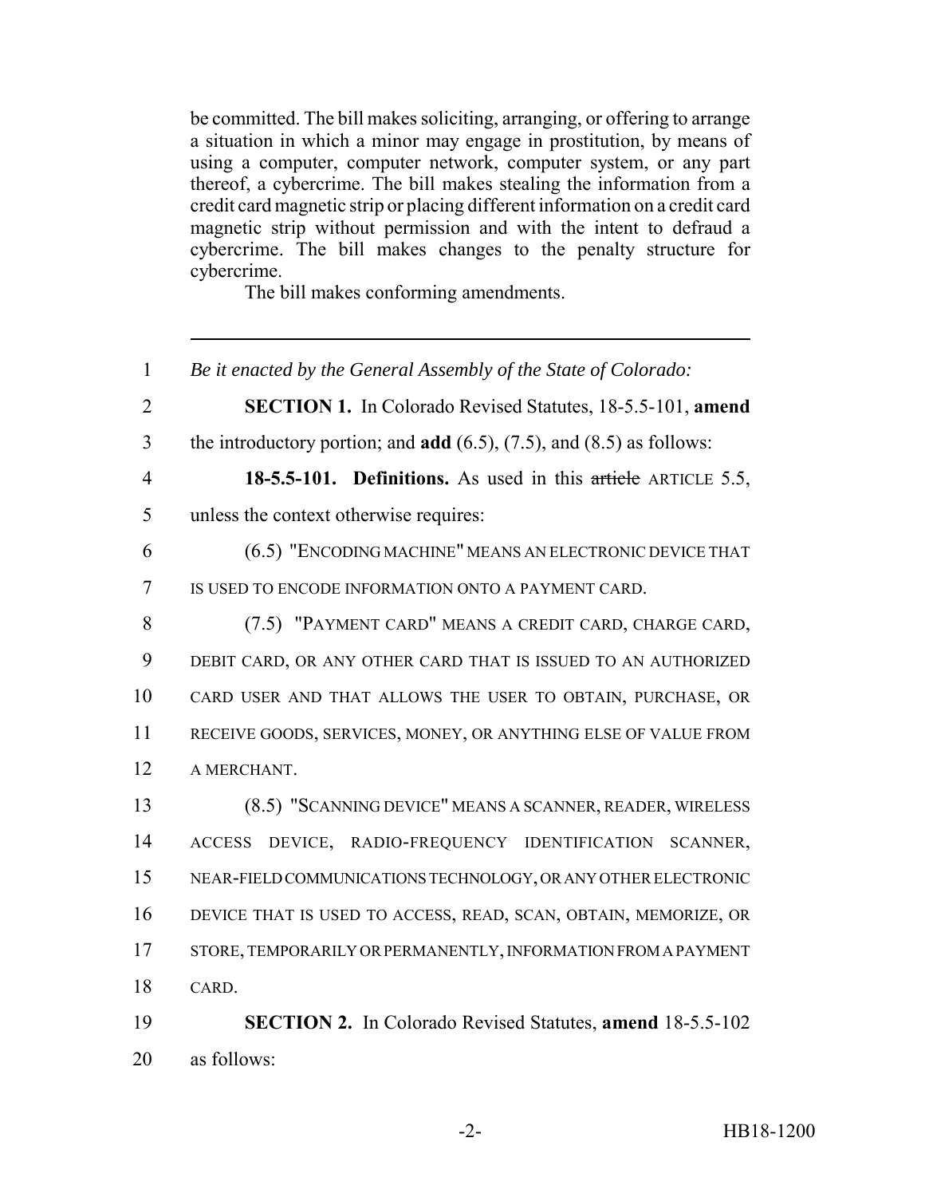be committed. The bill makes soliciting, arranging, or offering to arrange a situation in which a minor may engage in prostitution, by means of using a computer, computer network, computer system, or any part thereof, a cybercrime. The bill makes stealing the information from a credit card magnetic strip or placing different information on a credit card magnetic strip without permission and with the intent to defraud a cybercrime. The bill makes changes to the penalty structure for cybercrime.

The bill makes conforming amendments.

---

1 *Be it enacted by the General Assembly of the State of Colorado:*

2 **SECTION 1.** In Colorado Revised Statutes, 18-5.5-101, **amend**
3 the introductory portion; and **add** (6.5), (7.5), and (8.5) as follows:

4 **18-5.5-101. Definitions.** As used in this ~~article~~ ARTICLE 5.5,
5 unless the context otherwise requires:

6 (6.5) "ENCODING MACHINE" MEANS AN ELECTRONIC DEVICE THAT
7 IS USED TO ENCODE INFORMATION ONTO A PAYMENT CARD.

8 (7.5) "PAYMENT CARD" MEANS A CREDIT CARD, CHARGE CARD,
9 DEBIT CARD, OR ANY OTHER CARD THAT IS ISSUED TO AN AUTHORIZED
10 CARD USER AND THAT ALLOWS THE USER TO OBTAIN, PURCHASE, OR
11 RECEIVE GOODS, SERVICES, MONEY, OR ANYTHING ELSE OF VALUE FROM
12 A MERCHANT.

13 (8.5) "SCANNING DEVICE" MEANS A SCANNER, READER, WIRELESS
14 ACCESS DEVICE, RADIO-FREQUENCY IDENTIFICATION SCANNER,
15 NEAR-FIELD COMMUNICATIONS TECHNOLOGY, OR ANY OTHER ELECTRONIC
16 DEVICE THAT IS USED TO ACCESS, READ, SCAN, OBTAIN, MEMORIZE, OR
17 STORE, TEMPORARILY OR PERMANENTLY, INFORMATION FROM A PAYMENT
18 CARD.

19 **SECTION 2.** In Colorado Revised Statutes, **amend** 18-5.5-102
20 as follows: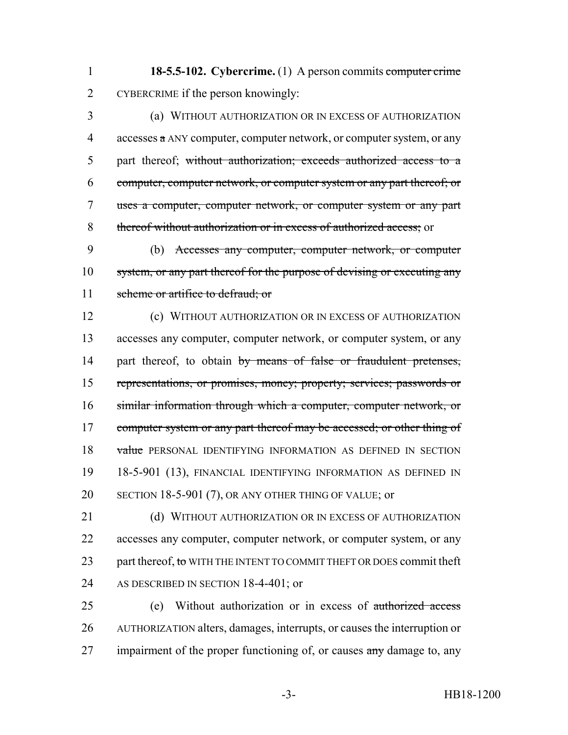**18-5.5-102. Cybercrime.** (1) A person commits ~~computer crime~~ CYBERCRIME if the person knowingly:

(a) WITHOUT AUTHORIZATION OR IN EXCESS OF AUTHORIZATION accesses ~~a~~ ANY computer, computer network, or computer system, or any part thereof; ~~without authorization; exceeds authorized access to a computer, computer network, or computer system or any part thereof; or uses a computer, computer network, or computer system or any part thereof without authorization or in excess of authorized access;~~ or

(b) ~~Accesses any computer, computer network, or computer system, or any part thereof for the purpose of devising or executing any scheme or artifice to defraud; or~~

(c) WITHOUT AUTHORIZATION OR IN EXCESS OF AUTHORIZATION accesses any computer, computer network, or computer system, or any part thereof, to obtain ~~by means of false or fraudulent pretenses, representations, or promises, money; property; services; passwords or similar information through which a computer, computer network, or computer system or any part thereof may be accessed; or other thing of value~~ PERSONAL IDENTIFYING INFORMATION AS DEFINED IN SECTION 18-5-901 (13), FINANCIAL IDENTIFYING INFORMATION AS DEFINED IN SECTION 18-5-901 (7), OR ANY OTHER THING OF VALUE; or

(d) WITHOUT AUTHORIZATION OR IN EXCESS OF AUTHORIZATION accesses any computer, computer network, or computer system, or any part thereof, ~~to~~ WITH THE INTENT TO COMMIT THEFT OR DOES commit theft AS DESCRIBED IN SECTION 18-4-401; or

(e) Without authorization or in excess of ~~authorized access~~ AUTHORIZATION alters, damages, interrupts, or causes the interruption or impairment of the proper functioning of, or causes ~~any~~ damage to, any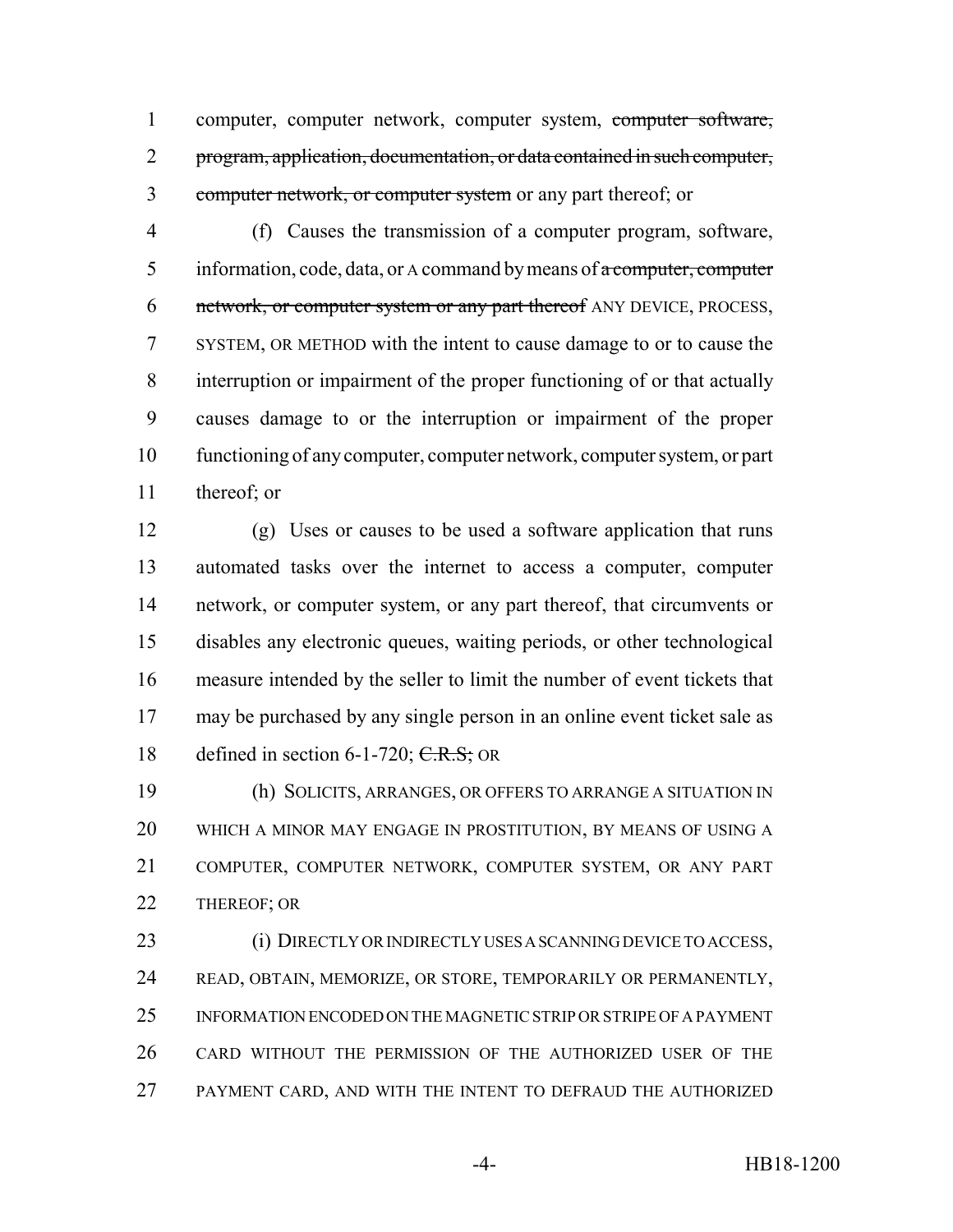computer, computer network, computer system, ~~computer software, program, application, documentation, or data contained in such computer, computer network, or computer system~~ or any part thereof; or

(f) Causes the transmission of a computer program, software, information, code, data, or A command by means of ~~a computer, computer network, or computer system or any part thereof~~ ANY DEVICE, PROCESS, SYSTEM, OR METHOD with the intent to cause damage to or to cause the interruption or impairment of the proper functioning of or that actually causes damage to or the interruption or impairment of the proper functioning of any computer, computer network, computer system, or part thereof; or

(g) Uses or causes to be used a software application that runs automated tasks over the internet to access a computer, computer network, or computer system, or any part thereof, that circumvents or disables any electronic queues, waiting periods, or other technological measure intended by the seller to limit the number of event tickets that may be purchased by any single person in an online event ticket sale as defined in section 6-1-720; ~~C.R.S.;~~ OR

(h) SOLICITS, ARRANGES, OR OFFERS TO ARRANGE A SITUATION IN WHICH A MINOR MAY ENGAGE IN PROSTITUTION, BY MEANS OF USING A COMPUTER, COMPUTER NETWORK, COMPUTER SYSTEM, OR ANY PART THEREOF; OR

(i) DIRECTLY OR INDIRECTLY USES A SCANNING DEVICE TO ACCESS, READ, OBTAIN, MEMORIZE, OR STORE, TEMPORARILY OR PERMANENTLY, INFORMATION ENCODED ON THE MAGNETIC STRIP OR STRIPE OF A PAYMENT CARD WITHOUT THE PERMISSION OF THE AUTHORIZED USER OF THE PAYMENT CARD, AND WITH THE INTENT TO DEFRAUD THE AUTHORIZED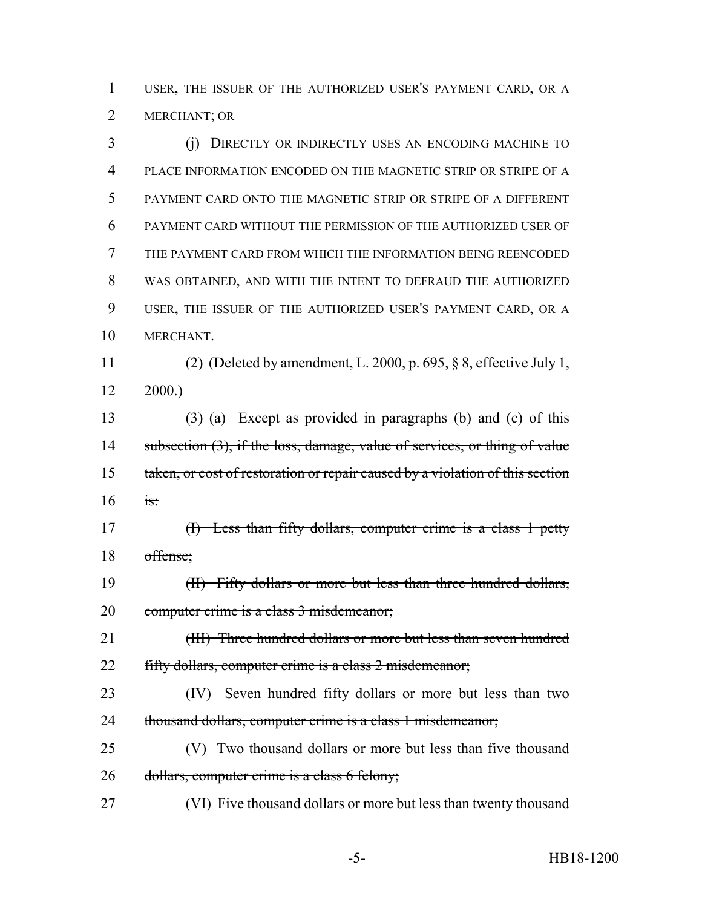USER, THE ISSUER OF THE AUTHORIZED USER'S PAYMENT CARD, OR A MERCHANT; OR

(j) DIRECTLY OR INDIRECTLY USES AN ENCODING MACHINE TO PLACE INFORMATION ENCODED ON THE MAGNETIC STRIP OR STRIPE OF A PAYMENT CARD ONTO THE MAGNETIC STRIP OR STRIPE OF A DIFFERENT PAYMENT CARD WITHOUT THE PERMISSION OF THE AUTHORIZED USER OF THE PAYMENT CARD FROM WHICH THE INFORMATION BEING REENCODED WAS OBTAINED, AND WITH THE INTENT TO DEFRAUD THE AUTHORIZED USER, THE ISSUER OF THE AUTHORIZED USER'S PAYMENT CARD, OR A MERCHANT.

(2) (Deleted by amendment, L. 2000, p. 695, § 8, effective July 1, 2000.)

(3) (a) ~~Except as provided in paragraphs (b) and (c) of this subsection (3), if the loss, damage, value of services, or thing of value taken, or cost of restoration or repair caused by a violation of this section is:~~

~~(I) Less than fifty dollars, computer crime is a class 1 petty offense;~~

~~(II) Fifty dollars or more but less than three hundred dollars, computer crime is a class 3 misdemeanor;~~

~~(III) Three hundred dollars or more but less than seven hundred fifty dollars, computer crime is a class 2 misdemeanor;~~

~~(IV) Seven hundred fifty dollars or more but less than two thousand dollars, computer crime is a class 1 misdemeanor;~~

~~(V) Two thousand dollars or more but less than five thousand dollars, computer crime is a class 6 felony;~~

~~(VI) Five thousand dollars or more but less than twenty thousand~~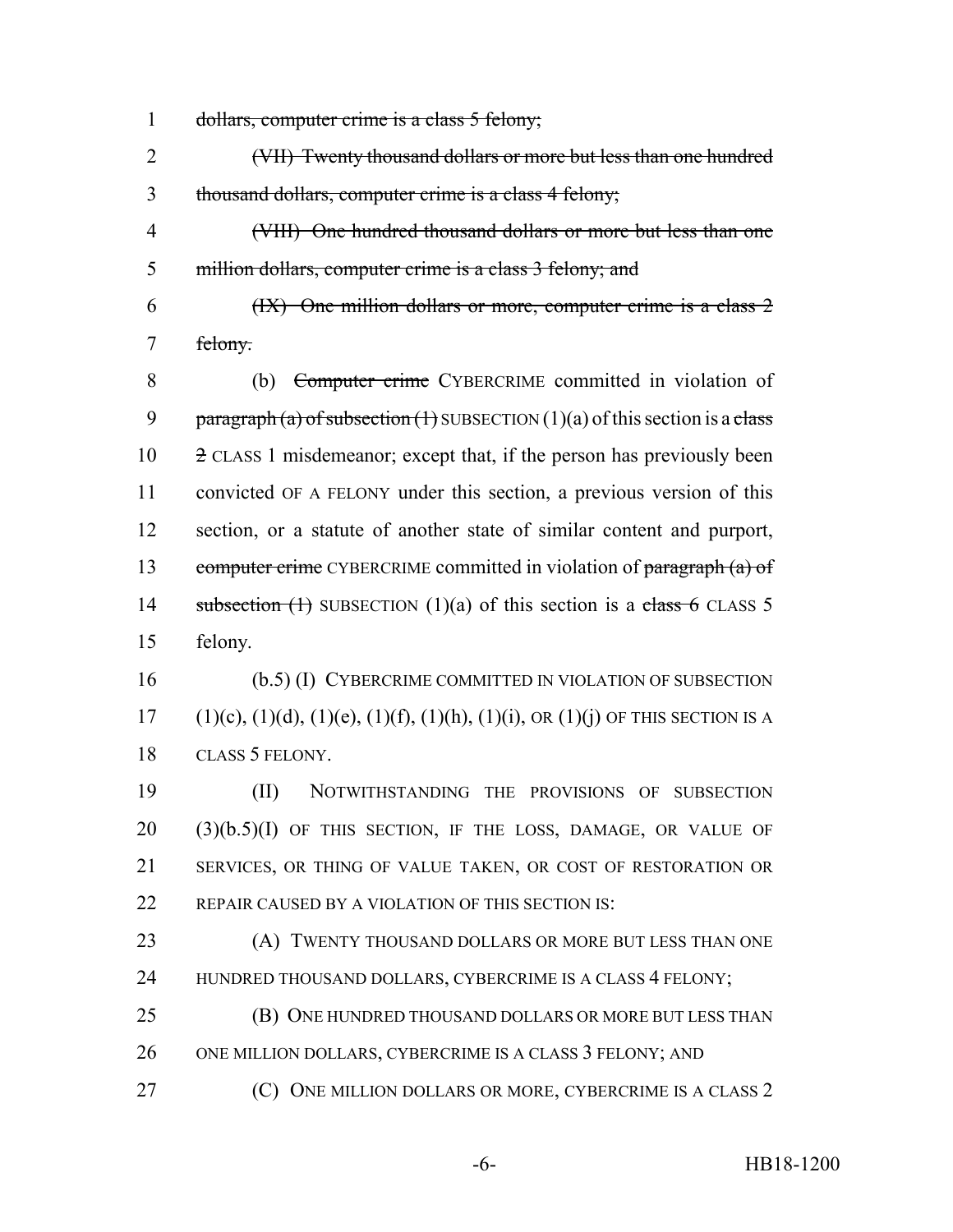1 ~~dollars, computer crime is a class 5 felony;~~

2 ~~(VII) Twenty thousand dollars or more but less than one hundred~~ 3 ~~thousand dollars, computer crime is a class 4 felony;~~

4 ~~(VIII) One hundred thousand dollars or more but less than one~~ 5 ~~million dollars, computer crime is a class 3 felony; and~~

6 ~~(IX) One million dollars or more, computer crime is a class 2~~ 7 ~~felony.~~

8 (b) ~~Computer crime~~ CYBERCRIME committed in violation of 9 ~~paragraph (a) of subsection (1)~~ SUBSECTION (1)(a) of this section is a ~~class~~ 10 ~~2~~ CLASS 1 misdemeanor; except that, if the person has previously been 11 convicted OF A FELONY under this section, a previous version of this 12 section, or a statute of another state of similar content and purport, 13 ~~computer crime~~ CYBERCRIME committed in violation of ~~paragraph (a) of~~ 14 ~~subsection (1)~~ SUBSECTION (1)(a) of this section is a ~~class 6~~ CLASS 5 15 felony.

16 (b.5) (I) CYBERCRIME COMMITTED IN VIOLATION OF SUBSECTION 17 (1)(c), (1)(d), (1)(e), (1)(f), (1)(h), (1)(i), OR (1)(j) OF THIS SECTION IS A 18 CLASS 5 FELONY.

19 (II) NOTWITHSTANDING THE PROVISIONS OF SUBSECTION 20 (3)(b.5)(I) OF THIS SECTION, IF THE LOSS, DAMAGE, OR VALUE OF 21 SERVICES, OR THING OF VALUE TAKEN, OR COST OF RESTORATION OR 22 REPAIR CAUSED BY A VIOLATION OF THIS SECTION IS:

23 (A) TWENTY THOUSAND DOLLARS OR MORE BUT LESS THAN ONE 24 HUNDRED THOUSAND DOLLARS, CYBERCRIME IS A CLASS 4 FELONY;

25 (B) ONE HUNDRED THOUSAND DOLLARS OR MORE BUT LESS THAN 26 ONE MILLION DOLLARS, CYBERCRIME IS A CLASS 3 FELONY; AND

27 (C) ONE MILLION DOLLARS OR MORE, CYBERCRIME IS A CLASS 2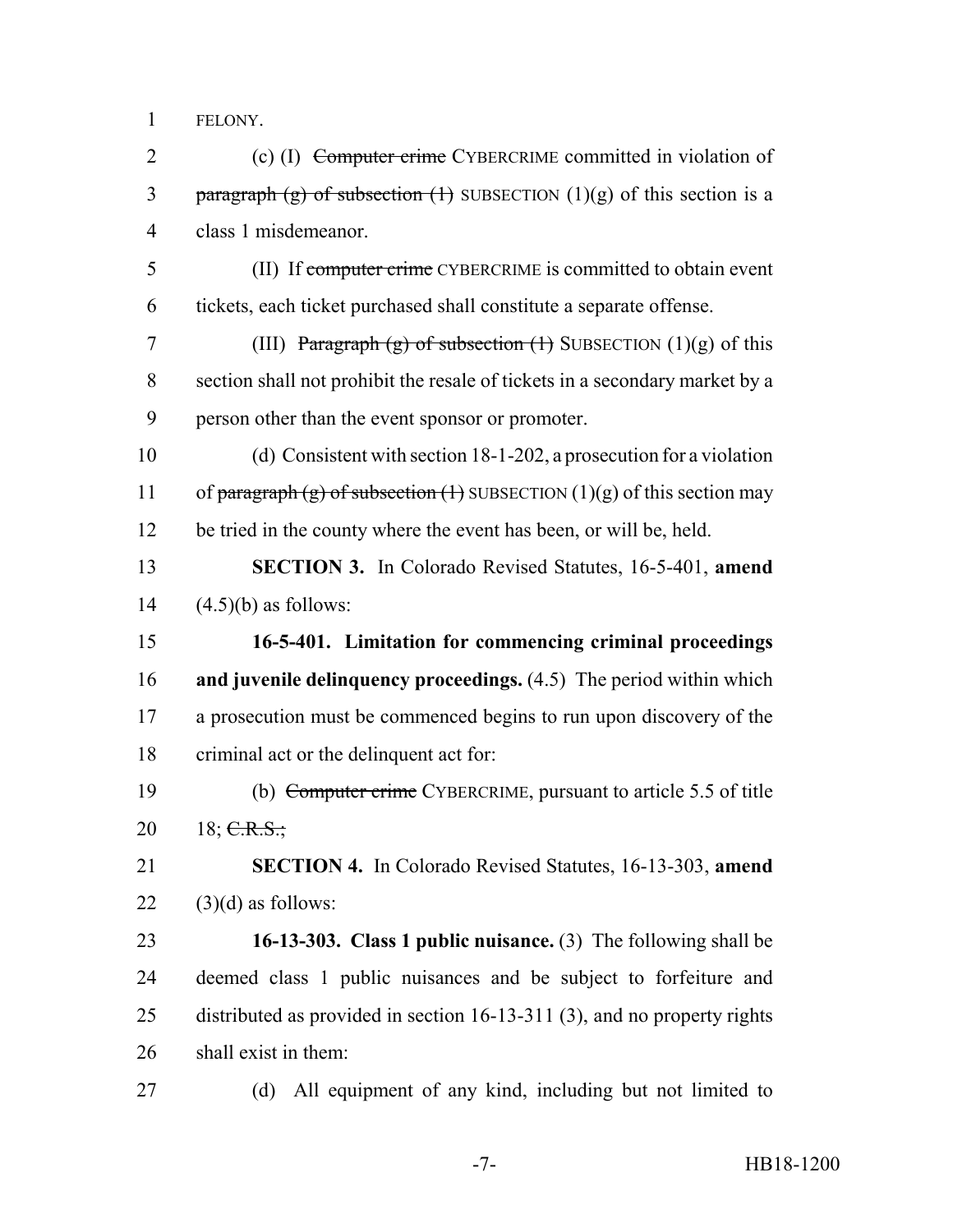FELONY.

(c) (I) ~~Computer crime~~ CYBERCRIME committed in violation of ~~paragraph (g) of subsection (1)~~ SUBSECTION (1)(g) of this section is a class 1 misdemeanor.

(II) If ~~computer crime~~ CYBERCRIME is committed to obtain event tickets, each ticket purchased shall constitute a separate offense.

(III) ~~Paragraph (g) of subsection (1)~~ SUBSECTION (1)(g) of this section shall not prohibit the resale of tickets in a secondary market by a person other than the event sponsor or promoter.

(d) Consistent with section 18-1-202, a prosecution for a violation of ~~paragraph (g) of subsection (1)~~ SUBSECTION (1)(g) of this section may be tried in the county where the event has been, or will be, held.

**SECTION 3.** In Colorado Revised Statutes, 16-5-401, **amend** (4.5)(b) as follows:

**16-5-401. Limitation for commencing criminal proceedings and juvenile delinquency proceedings.** (4.5) The period within which a prosecution must be commenced begins to run upon discovery of the criminal act or the delinquent act for:

(b) ~~Computer crime~~ CYBERCRIME, pursuant to article 5.5 of title 18; ~~C.R.S.;~~

**SECTION 4.** In Colorado Revised Statutes, 16-13-303, **amend** (3)(d) as follows:

**16-13-303. Class 1 public nuisance.** (3) The following shall be deemed class 1 public nuisances and be subject to forfeiture and distributed as provided in section 16-13-311 (3), and no property rights shall exist in them:

(d) All equipment of any kind, including but not limited to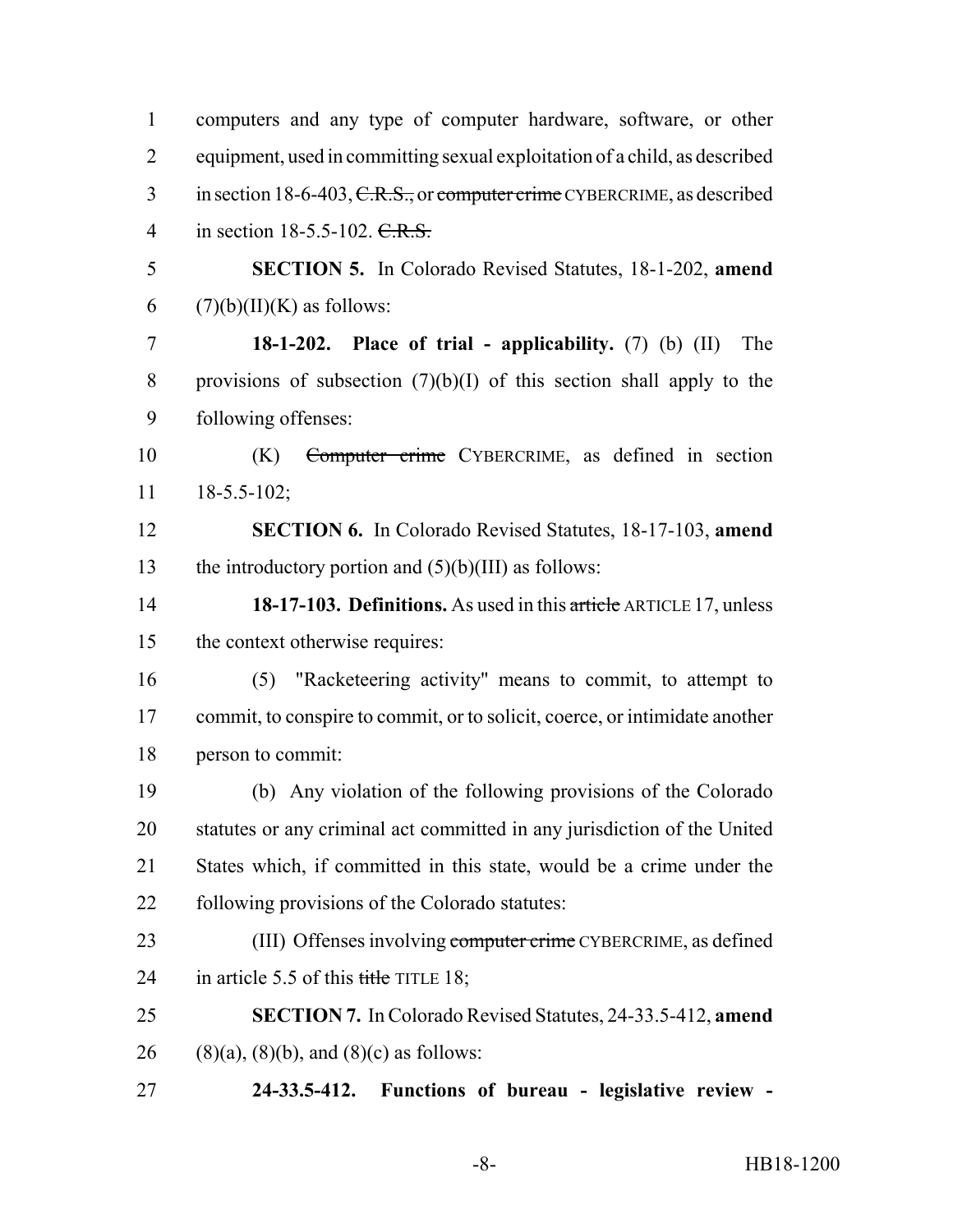computers and any type of computer hardware, software, or other equipment, used in committing sexual exploitation of a child, as described in section 18-6-403, ~~C.R.S.,~~ or ~~computer crime~~ CYBERCRIME, as described in section 18-5.5-102. ~~C.R.S.~~

**SECTION 5.** In Colorado Revised Statutes, 18-1-202, **amend** (7)(b)(II)(K) as follows:

**18-1-202. Place of trial - applicability.** (7) (b) (II) The provisions of subsection (7)(b)(I) of this section shall apply to the following offenses:

(K) ~~Computer crime~~ CYBERCRIME, as defined in section 18-5.5-102;

**SECTION 6.** In Colorado Revised Statutes, 18-17-103, **amend** the introductory portion and (5)(b)(III) as follows:

**18-17-103. Definitions.** As used in this ~~article~~ ARTICLE 17, unless the context otherwise requires:

(5) "Racketeering activity" means to commit, to attempt to commit, to conspire to commit, or to solicit, coerce, or intimidate another person to commit:

(b) Any violation of the following provisions of the Colorado statutes or any criminal act committed in any jurisdiction of the United States which, if committed in this state, would be a crime under the following provisions of the Colorado statutes:

(III) Offenses involving ~~computer crime~~ CYBERCRIME, as defined in article 5.5 of this ~~title~~ TITLE 18;

**SECTION 7.** In Colorado Revised Statutes, 24-33.5-412, **amend** (8)(a), (8)(b), and (8)(c) as follows:

**24-33.5-412. Functions of bureau - legislative review -**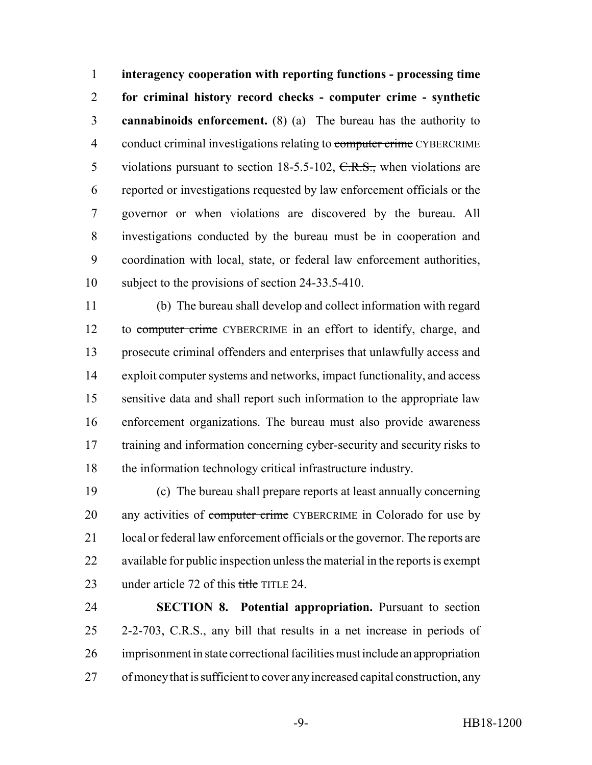**interagency cooperation with reporting functions - processing time for criminal history record checks - computer crime - synthetic cannabinoids enforcement.** (8) (a) The bureau has the authority to conduct criminal investigations relating to ~~computer crime~~ CYBERCRIME violations pursuant to section 18-5.5-102, ~~C.R.S.,~~ when violations are reported or investigations requested by law enforcement officials or the governor or when violations are discovered by the bureau. All investigations conducted by the bureau must be in cooperation and coordination with local, state, or federal law enforcement authorities, subject to the provisions of section 24-33.5-410.

(b) The bureau shall develop and collect information with regard to ~~computer crime~~ CYBERCRIME in an effort to identify, charge, and prosecute criminal offenders and enterprises that unlawfully access and exploit computer systems and networks, impact functionality, and access sensitive data and shall report such information to the appropriate law enforcement organizations. The bureau must also provide awareness training and information concerning cyber-security and security risks to the information technology critical infrastructure industry.

(c) The bureau shall prepare reports at least annually concerning any activities of ~~computer crime~~ CYBERCRIME in Colorado for use by local or federal law enforcement officials or the governor. The reports are available for public inspection unless the material in the reports is exempt under article 72 of this ~~title~~ TITLE 24.

**SECTION 8. Potential appropriation.** Pursuant to section 2-2-703, C.R.S., any bill that results in a net increase in periods of imprisonment in state correctional facilities must include an appropriation of money that is sufficient to cover any increased capital construction, any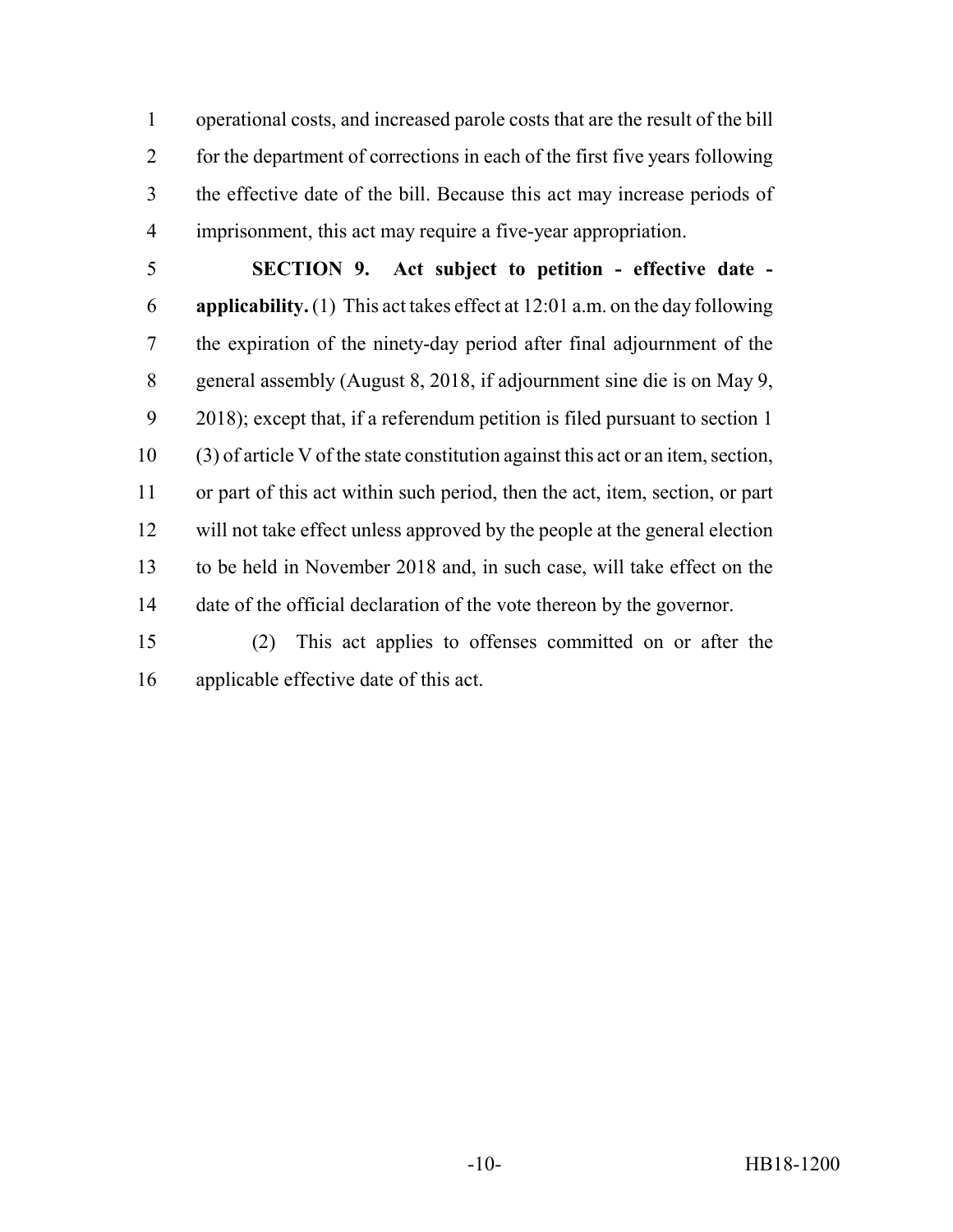operational costs, and increased parole costs that are the result of the bill for the department of corrections in each of the first five years following the effective date of the bill. Because this act may increase periods of imprisonment, this act may require a five-year appropriation.

**SECTION 9. Act subject to petition - effective date - applicability.** (1) This act takes effect at 12:01 a.m. on the day following the expiration of the ninety-day period after final adjournment of the general assembly (August 8, 2018, if adjournment sine die is on May 9, 2018); except that, if a referendum petition is filed pursuant to section 1 (3) of article V of the state constitution against this act or an item, section, or part of this act within such period, then the act, item, section, or part will not take effect unless approved by the people at the general election to be held in November 2018 and, in such case, will take effect on the date of the official declaration of the vote thereon by the governor.

(2) This act applies to offenses committed on or after the applicable effective date of this act.